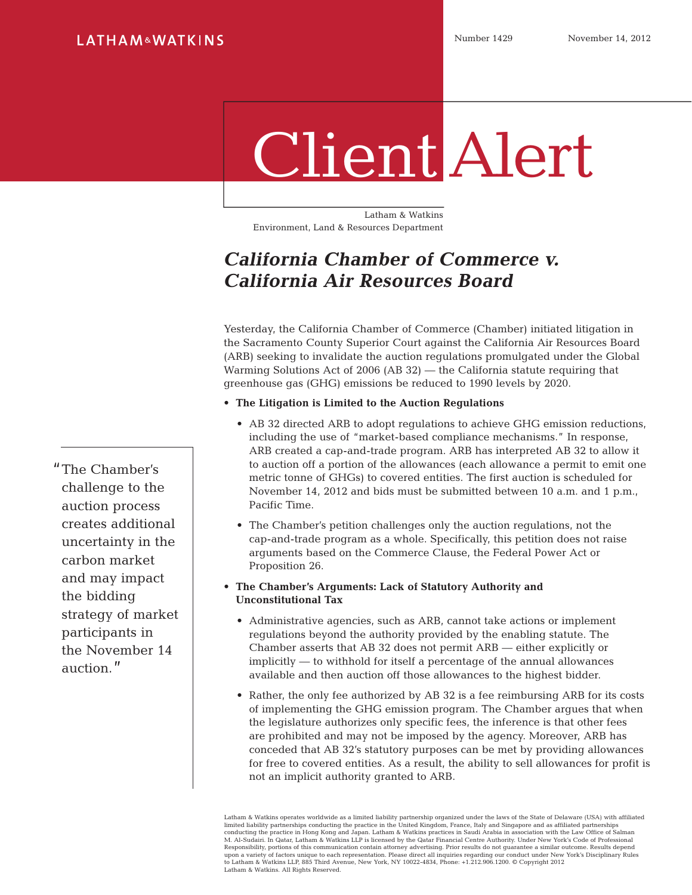LATHAM & WATKINS

Number 1429 November 14, 2012

# Client Alert

Latham & Watkins
Environment, Land & Resources Department

## *California Chamber of Commerce v. California Air Resources Board*

Yesterday, the California Chamber of Commerce (Chamber) initiated litigation in the Sacramento County Superior Court against the California Air Resources Board (ARB) seeking to invalidate the auction regulations promulgated under the Global Warming Solutions Act of 2006 (AB 32) — the California statute requiring that greenhouse gas (GHG) emissions be reduced to 1990 levels by 2020.

- **The Litigation is Limited to the Auction Regulations**
  - AB 32 directed ARB to adopt regulations to achieve GHG emission reductions, including the use of "market-based compliance mechanisms." In response, ARB created a cap-and-trade program. ARB has interpreted AB 32 to allow it to auction off a portion of the allowances (each allowance a permit to emit one metric tonne of GHGs) to covered entities. The first auction is scheduled for November 14, 2012 and bids must be submitted between 10 a.m. and 1 p.m., Pacific Time.
  - The Chamber's petition challenges only the auction regulations, not the cap-and-trade program as a whole. Specifically, this petition does not raise arguments based on the Commerce Clause, the Federal Power Act or Proposition 26.
- **The Chamber's Arguments: Lack of Statutory Authority and Unconstitutional Tax**
  - Administrative agencies, such as ARB, cannot take actions or implement regulations beyond the authority provided by the enabling statute. The Chamber asserts that AB 32 does not permit ARB — either explicitly or implicitly — to withhold for itself a percentage of the annual allowances available and then auction off those allowances to the highest bidder.
  - Rather, the only fee authorized by AB 32 is a fee reimbursing ARB for its costs of implementing the GHG emission program. The Chamber argues that when the legislature authorizes only specific fees, the inference is that other fees are prohibited and may not be imposed by the agency. Moreover, ARB has conceded that AB 32's statutory purposes can be met by providing allowances for free to covered entities. As a result, the ability to sell allowances for profit is not an implicit authority granted to ARB.

> "The Chamber's challenge to the auction process creates additional uncertainty in the carbon market and may impact the bidding strategy of market participants in the November 14 auction."

Latham & Watkins operates worldwide as a limited liability partnership organized under the laws of the State of Delaware (USA) with affiliated limited liability partnerships conducting the practice in the United Kingdom, France, Italy and Singapore and as affiliated partnerships conducting the practice in Hong Kong and Japan. Latham & Watkins practices in Saudi Arabia in association with the Law Office of Salman M. Al-Sudairi. In Qatar, Latham & Watkins LLP is licensed by the Qatar Financial Centre Authority. Under New York's Code of Professional Responsibility, portions of this communication contain attorney advertising. Prior results do not guarantee a similar outcome. Results depend upon a variety of factors unique to each representation. Please direct all inquiries regarding our conduct under New York's Disciplinary Rules to Latham & Watkins LLP, 885 Third Avenue, New York, NY 10022-4834, Phone: +1.212.906.1200. © Copyright 2012 Latham & Watkins. All Rights Reserved.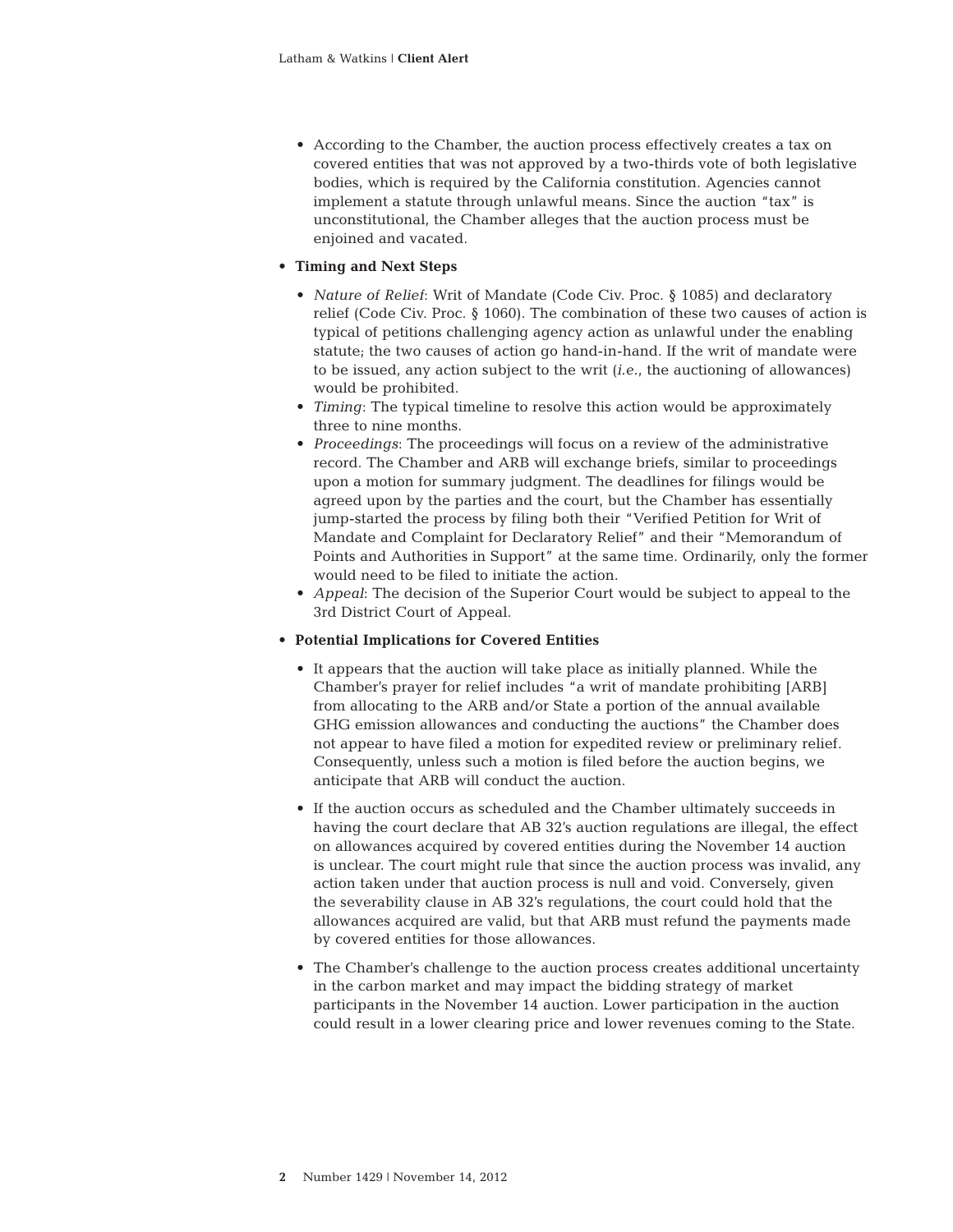- According to the Chamber, the auction process effectively creates a tax on covered entities that was not approved by a two-thirds vote of both legislative bodies, which is required by the California constitution. Agencies cannot implement a statute through unlawful means. Since the auction "tax" is unconstitutional, the Chamber alleges that the auction process must be enjoined and vacated.

- **Timing and Next Steps**
  - *Nature of Relief*: Writ of Mandate (Code Civ. Proc. § 1085) and declaratory relief (Code Civ. Proc. § 1060). The combination of these two causes of action is typical of petitions challenging agency action as unlawful under the enabling statute; the two causes of action go hand-in-hand. If the writ of mandate were to be issued, any action subject to the writ (*i.e.*, the auctioning of allowances) would be prohibited.
  - *Timing*: The typical timeline to resolve this action would be approximately three to nine months.
  - *Proceedings*: The proceedings will focus on a review of the administrative record. The Chamber and ARB will exchange briefs, similar to proceedings upon a motion for summary judgment. The deadlines for filings would be agreed upon by the parties and the court, but the Chamber has essentially jump-started the process by filing both their "Verified Petition for Writ of Mandate and Complaint for Declaratory Relief" and their "Memorandum of Points and Authorities in Support" at the same time. Ordinarily, only the former would need to be filed to initiate the action.
  - *Appeal*: The decision of the Superior Court would be subject to appeal to the 3rd District Court of Appeal.

- **Potential Implications for Covered Entities**
  - It appears that the auction will take place as initially planned. While the Chamber's prayer for relief includes "a writ of mandate prohibiting [ARB] from allocating to the ARB and/or State a portion of the annual available GHG emission allowances and conducting the auctions" the Chamber does not appear to have filed a motion for expedited review or preliminary relief. Consequently, unless such a motion is filed before the auction begins, we anticipate that ARB will conduct the auction.

  - If the auction occurs as scheduled and the Chamber ultimately succeeds in having the court declare that AB 32's auction regulations are illegal, the effect on allowances acquired by covered entities during the November 14 auction is unclear. The court might rule that since the auction process was invalid, any action taken under that auction process is null and void. Conversely, given the severability clause in AB 32's regulations, the court could hold that the allowances acquired are valid, but that ARB must refund the payments made by covered entities for those allowances.

  - The Chamber's challenge to the auction process creates additional uncertainty in the carbon market and may impact the bidding strategy of market participants in the November 14 auction. Lower participation in the auction could result in a lower clearing price and lower revenues coming to the State.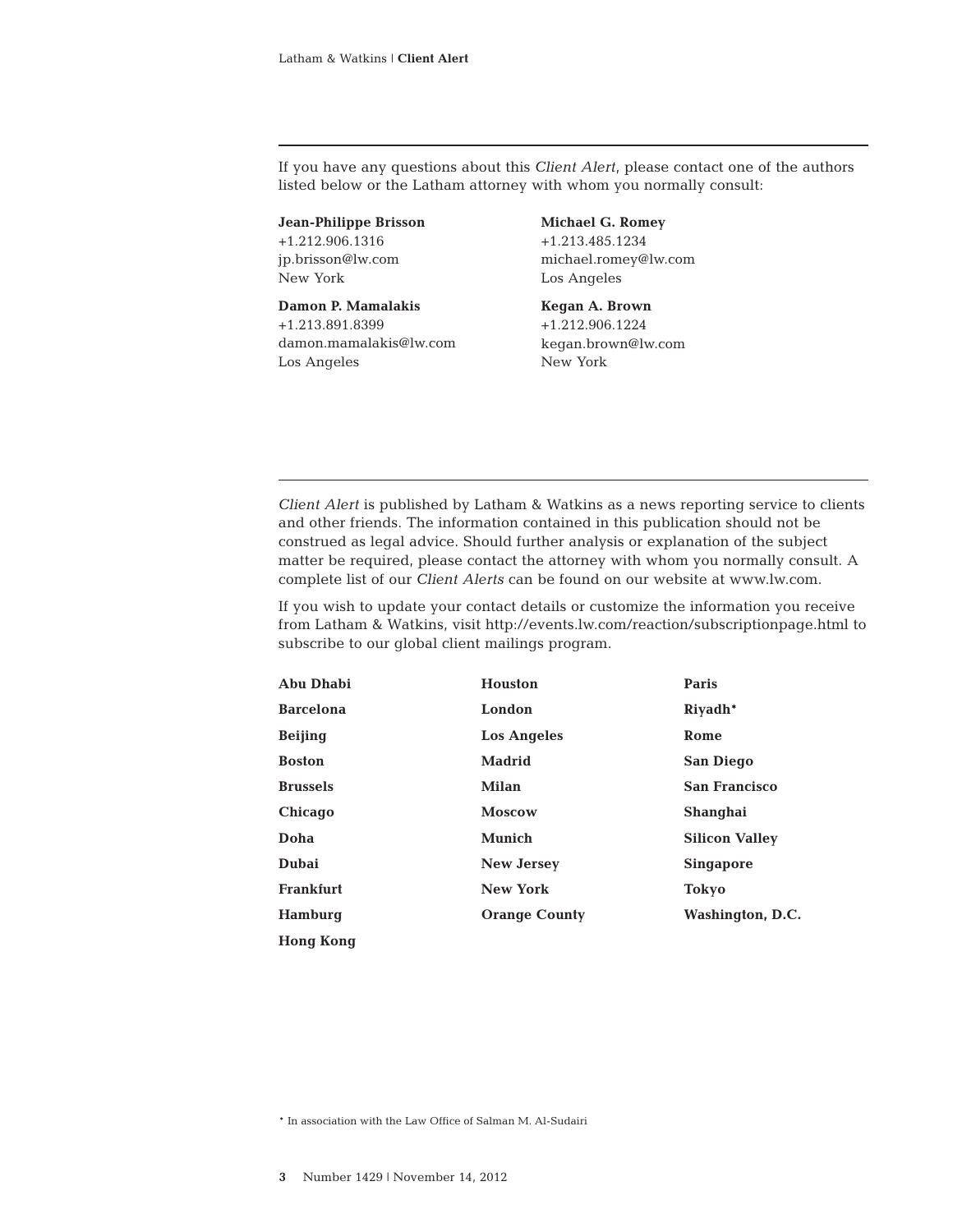If you have any questions about this *Client Alert*, please contact one of the authors listed below or the Latham attorney with whom you normally consult:

**Jean-Philippe Brisson**
+1.212.906.1316
jp.brisson@lw.com
New York

**Damon P. Mamalakis**
+1.213.891.8399
damon.mamalakis@lw.com
Los Angeles

**Michael G. Romey**
+1.213.485.1234
michael.romey@lw.com
Los Angeles

**Kegan A. Brown**
+1.212.906.1224
kegan.brown@lw.com
New York

---

*Client Alert* is published by Latham & Watkins as a news reporting service to clients and other friends. The information contained in this publication should not be construed as legal advice. Should further analysis or explanation of the subject matter be required, please contact the attorney with whom you normally consult. A complete list of our *Client Alerts* can be found on our website at www.lw.com.

If you wish to update your contact details or customize the information you receive from Latham & Watkins, visit http://events.lw.com/reaction/subscriptionpage.html to subscribe to our global client mailings program.

**Abu Dhabi**
**Barcelona**
**Beijing**
**Boston**
**Brussels**
**Chicago**
**Doha**
**Dubai**
**Frankfurt**
**Hamburg**
**Hong Kong**
**Houston**
**London**
**Los Angeles**
**Madrid**
**Milan**
**Moscow**
**Munich**
**New Jersey**
**New York**
**Orange County**
**Paris**
**Riyadh***
**Rome**
**San Diego**
**San Francisco**
**Shanghai**
**Silicon Valley**
**Singapore**
**Tokyo**
**Washington, D.C.**

* In association with the Law Office of Salman M. Al-Sudairi